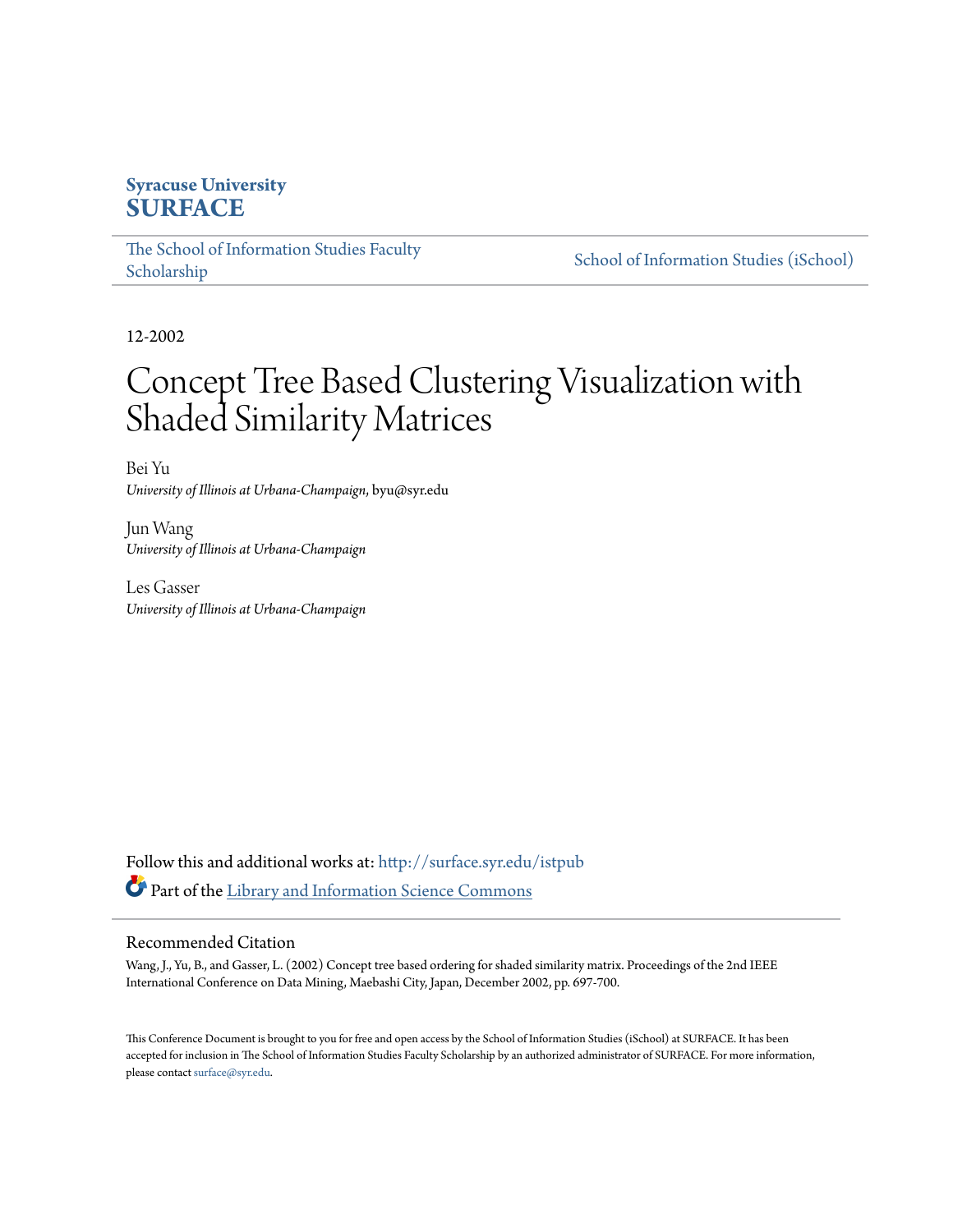**Syracuse University**
**SURFACE**

The School of Information Studies Faculty Scholarship | School of Information Studies (iSchool)

12-2002

# Concept Tree Based Clustering Visualization with Shaded Similarity Matrices

Bei Yu
*University of Illinois at Urbana-Champaign*, byu@syr.edu

Jun Wang
*University of Illinois at Urbana-Champaign*

Les Gasser
*University of Illinois at Urbana-Champaign*

Follow this and additional works at: http://surface.syr.edu/istpub

Part of the Library and Information Science Commons

## Recommended Citation

Wang, J., Yu, B., and Gasser, L. (2002) Concept tree based ordering for shaded similarity matrix. Proceedings of the 2nd IEEE International Conference on Data Mining, Maebashi City, Japan, December 2002, pp. 697-700.

This Conference Document is brought to you for free and open access by the School of Information Studies (iSchool) at SURFACE. It has been accepted for inclusion in The School of Information Studies Faculty Scholarship by an authorized administrator of SURFACE. For more information, please contact surface@syr.edu.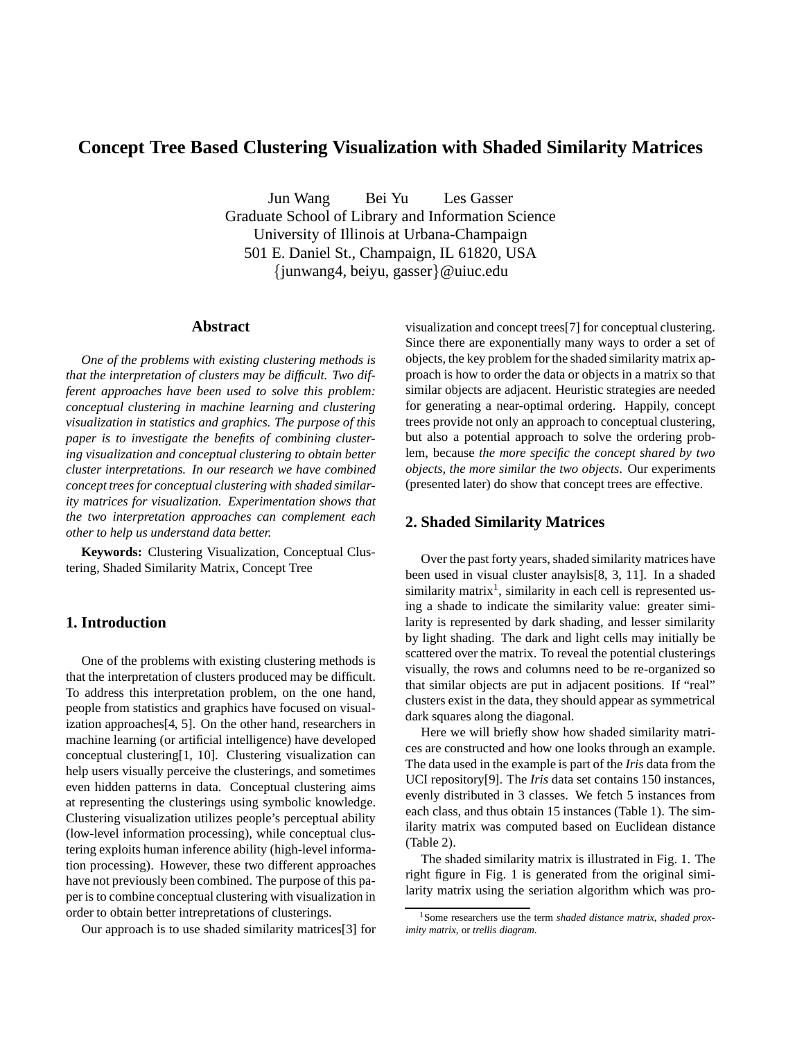# Concept Tree Based Clustering Visualization with Shaded Similarity Matrices

Jun Wang Bei Yu Les Gasser
Graduate School of Library and Information Science
University of Illinois at Urbana-Champaign
501 E. Daniel St., Champaign, IL 61820, USA
{junwang4, beiyu, gasser}@uiuc.edu

## Abstract

*One of the problems with existing clustering methods is that the interpretation of clusters may be difficult. Two different approaches have been used to solve this problem: conceptual clustering in machine learning and clustering visualization in statistics and graphics. The purpose of this paper is to investigate the benefits of combining clustering visualization and conceptual clustering to obtain better cluster interpretations. In our research we have combined concept trees for conceptual clustering with shaded similarity matrices for visualization. Experimentation shows that the two interpretation approaches can complement each other to help us understand data better.*

**Keywords:** Clustering Visualization, Conceptual Clustering, Shaded Similarity Matrix, Concept Tree

## 1. Introduction

One of the problems with existing clustering methods is that the interpretation of clusters produced may be difficult. To address this interpretation problem, on the one hand, people from statistics and graphics have focused on visualization approaches[4, 5]. On the other hand, researchers in machine learning (or artificial intelligence) have developed conceptual clustering[1, 10]. Clustering visualization can help users visually perceive the clusterings, and sometimes even hidden patterns in data. Conceptual clustering aims at representing the clusterings using symbolic knowledge. Clustering visualization utilizes people's perceptual ability (low-level information processing), while conceptual clustering exploits human inference ability (high-level information processing). However, these two different approaches have not previously been combined. The purpose of this paper is to combine conceptual clustering with visualization in order to obtain better intrepretations of clusterings.

Our approach is to use shaded similarity matrices[3] for visualization and concept trees[7] for conceptual clustering. Since there are exponentially many ways to order a set of objects, the key problem for the shaded similarity matrix approach is how to order the data or objects in a matrix so that similar objects are adjacent. Heuristic strategies are needed for generating a near-optimal ordering. Happily, concept trees provide not only an approach to conceptual clustering, but also a potential approach to solve the ordering problem, because *the more specific the concept shared by two objects, the more similar the two objects*. Our experiments (presented later) do show that concept trees are effective.

## 2. Shaded Similarity Matrices

Over the past forty years, shaded similarity matrices have been used in visual cluster anaylsis[8, 3, 11]. In a shaded similarity matrix[1], similarity in each cell is represented using a shade to indicate the similarity value: greater similarity is represented by dark shading, and lesser similarity by light shading. The dark and light cells may initially be scattered over the matrix. To reveal the potential clusterings visually, the rows and columns need to be re-organized so that similar objects are put in adjacent positions. If "real" clusters exist in the data, they should appear as symmetrical dark squares along the diagonal.

Here we will briefly show how shaded similarity matrices are constructed and how one looks through an example. The data used in the example is part of the *Iris* data from the UCI repository[9]. The *Iris* data set contains 150 instances, evenly distributed in 3 classes. We fetch 5 instances from each class, and thus obtain 15 instances (Table 1). The similarity matrix was computed based on Euclidean distance (Table 2).

The shaded similarity matrix is illustrated in Fig. 1. The right figure in Fig. 1 is generated from the original similarity matrix using the seriation algorithm which was pro-

[1] Some researchers use the term *shaded distance matrix*, *shaded proximity matrix*, or *trellis diagram*.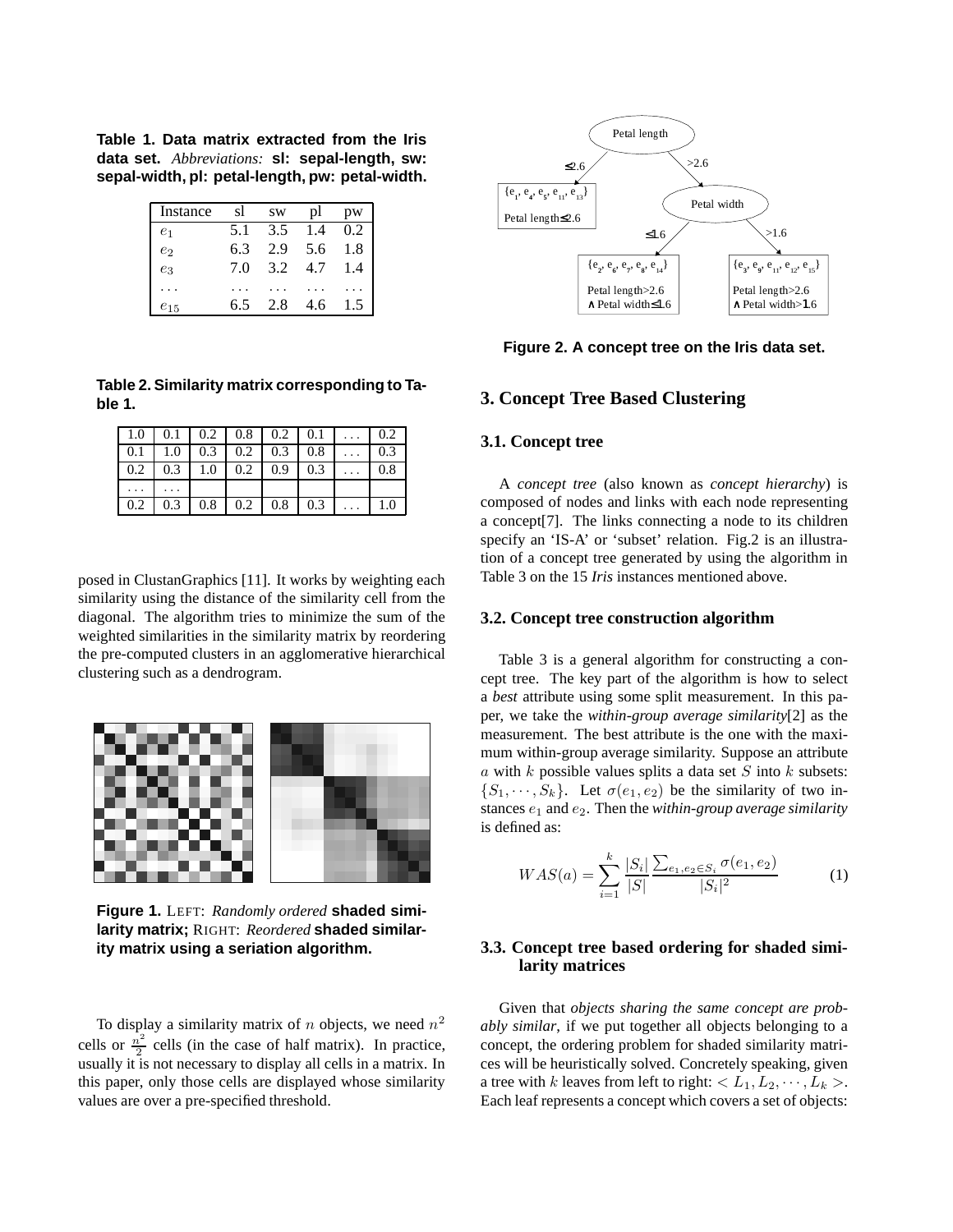**Table 1. Data matrix extracted from the Iris data set.** *Abbreviations:* **sl: sepal-length, sw: sepal-width, pl: petal-length, pw: petal-width.**

| Instance | sl | sw | pl | pw |
|---|---|---|---|---|
| $e_1$ | 5.1 | 3.5 | 1.4 | 0.2 |
| $e_2$ | 6.3 | 2.9 | 5.6 | 1.8 |
| $e_3$ | 7.0 | 3.2 | 4.7 | 1.4 |
| ... | ... | ... | ... | ... |
| $e_{15}$ | 6.5 | 2.8 | 4.6 | 1.5 |

**Table 2. Similarity matrix corresponding to Table 1.**

| | | | | | | | |
|---|---|---|---|---|---|---|---|
| 1.0 | 0.1 | 0.2 | 0.8 | 0.2 | 0.1 | ... | 0.2 |
| 0.1 | 1.0 | 0.3 | 0.2 | 0.3 | 0.8 | ... | 0.3 |
| 0.2 | 0.3 | 1.0 | 0.2 | 0.9 | 0.3 | ... | 0.8 |
| ... | ... | | | | | | |
| 0.2 | 0.3 | 0.8 | 0.2 | 0.8 | 0.3 | ... | 1.0 |

posed in ClustanGraphics [11]. It works by weighting each similarity using the distance of the similarity cell from the diagonal. The algorithm tries to minimize the sum of the weighted similarities in the similarity matrix by reordering the pre-computed clusters in an agglomerative hierarchical clustering such as a dendrogram.

**Figure 1.** LEFT: *Randomly ordered* **shaded similarity matrix;** RIGHT: *Reordered* **shaded similarity matrix using a seriation algorithm.**

To display a similarity matrix of $n$ objects, we need $n^2$ cells or $\frac{n^2}{2}$ cells (in the case of half matrix). In practice, usually it is not necessary to display all cells in a matrix. In this paper, only those cells are displayed whose similarity values are over a pre-specified threshold.

**Figure 2. A concept tree on the Iris data set.**

## 3. Concept Tree Based Clustering

### 3.1. Concept tree

A *concept tree* (also known as *concept hierarchy*) is composed of nodes and links with each node representing a concept[7]. The links connecting a node to its children specify an 'IS-A' or 'subset' relation. Fig.2 is an illustration of a concept tree generated by using the algorithm in Table 3 on the 15 *Iris* instances mentioned above.

### 3.2. Concept tree construction algorithm

Table 3 is a general algorithm for constructing a concept tree. The key part of the algorithm is how to select a *best* attribute using some split measurement. In this paper, we take the *within-group average similarity*[2] as the measurement. The best attribute is the one with the maximum within-group average similarity. Suppose an attribute $a$ with $k$ possible values splits a data set $S$ into $k$ subsets: $\{S_1, \cdots, S_k\}$. Let $\sigma(e_1, e_2)$ be the similarity of two instances $e_1$ and $e_2$. Then the *within-group average similarity* is defined as:

$$WAS(a) = \sum_{i=1}^{k} \frac{|S_i|}{|S|} \frac{\sum_{e_1, e_2 \in S_i} \sigma(e_1, e_2)}{|S_i|^2} \tag{1}$$

### 3.3. Concept tree based ordering for shaded similarity matrices

Given that *objects sharing the same concept are probably similar*, if we put together all objects belonging to a concept, the ordering problem for shaded similarity matrices will be heuristically solved. Concretely speaking, given a tree with $k$ leaves from left to right: $< L_1, L_2, \cdots, L_k >$. Each leaf represents a concept which covers a set of objects: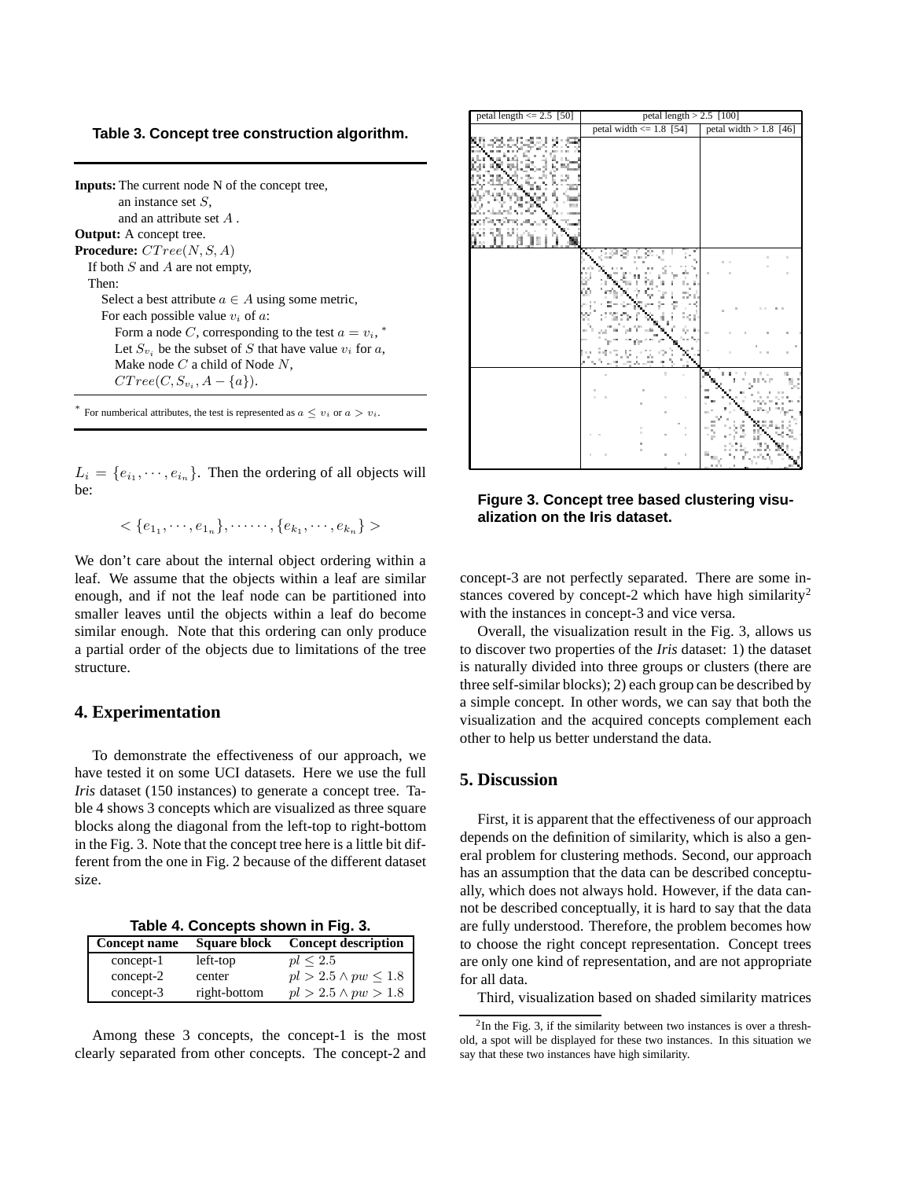**Table 3. Concept tree construction algorithm.**

**Inputs:** The current node N of the concept tree,
an instance set $S$,
and an attribute set $A$ .
**Output:** A concept tree.
**Procedure:** $CTree(N, S, A)$
If both $S$ and $A$ are not empty,
Then:
Select a best attribute $a \in A$ using some metric,
For each possible value $v_i$ of $a$:
Form a node $C$, corresponding to the test $a = v_i$, *
Let $S_{v_i}$ be the subset of $S$ that have value $v_i$ for $a$,
Make node $C$ a child of Node $N$,
$CTree(C, S_{v_i}, A - \{a\})$.

* For numberical attributes, the test is represented as $a \leq v_i$ or $a > v_i$.

$L_i = \{e_{i_1}, \cdots, e_{i_n}\}$. Then the ordering of all objects will be:

$$< \{e_{1_1}, \cdots, e_{1_n}\}, \cdots\cdots, \{e_{k_1}, \cdots, e_{k_n}\} >$$

We don't care about the internal object ordering within a leaf. We assume that the objects within a leaf are similar enough, and if not the leaf node can be partitioned into smaller leaves until the objects within a leaf do become similar enough. Note that this ordering can only produce a partial order of the objects due to limitations of the tree structure.

## 4. Experimentation

To demonstrate the effectiveness of our approach, we have tested it on some UCI datasets. Here we use the full *Iris* dataset (150 instances) to generate a concept tree. Table 4 shows 3 concepts which are visualized as three square blocks along the diagonal from the left-top to right-bottom in the Fig. 3. Note that the concept tree here is a little bit different from the one in Fig. 2 because of the different dataset size.

**Table 4. Concepts shown in Fig. 3.**

| Concept name | Square block | Concept description |
|---|---|---|
| concept-1 | left-top | $pl \leq 2.5$ |
| concept-2 | center | $pl > 2.5 \wedge pw \leq 1.8$ |
| concept-3 | right-bottom | $pl > 2.5 \wedge pw > 1.8$ |

Among these 3 concepts, the concept-1 is the most clearly separated from other concepts. The concept-2 and concept-3 are not perfectly separated. There are some instances covered by concept-2 which have high similarity[2] with the instances in concept-3 and vice versa.

**Figure 3. Concept tree based clustering visualization on the Iris dataset.**

Overall, the visualization result in the Fig. 3, allows us to discover two properties of the *Iris* dataset: 1) the dataset is naturally divided into three groups or clusters (there are three self-similar blocks); 2) each group can be described by a simple concept. In other words, we can say that both the visualization and the acquired concepts complement each other to help us better understand the data.

## 5. Discussion

First, it is apparent that the effectiveness of our approach depends on the definition of similarity, which is also a general problem for clustering methods. Second, our approach has an assumption that the data can be described conceptually, which does not always hold. However, if the data cannot be described conceptually, it is hard to say that the data are fully understood. Therefore, the problem becomes how to choose the right concept representation. Concept trees are only one kind of representation, and are not appropriate for all data.

Third, visualization based on shaded similarity matrices

[2] In the Fig. 3, if the similarity between two instances is over a threshold, a spot will be displayed for these two instances. In this situation we say that these two instances have high similarity.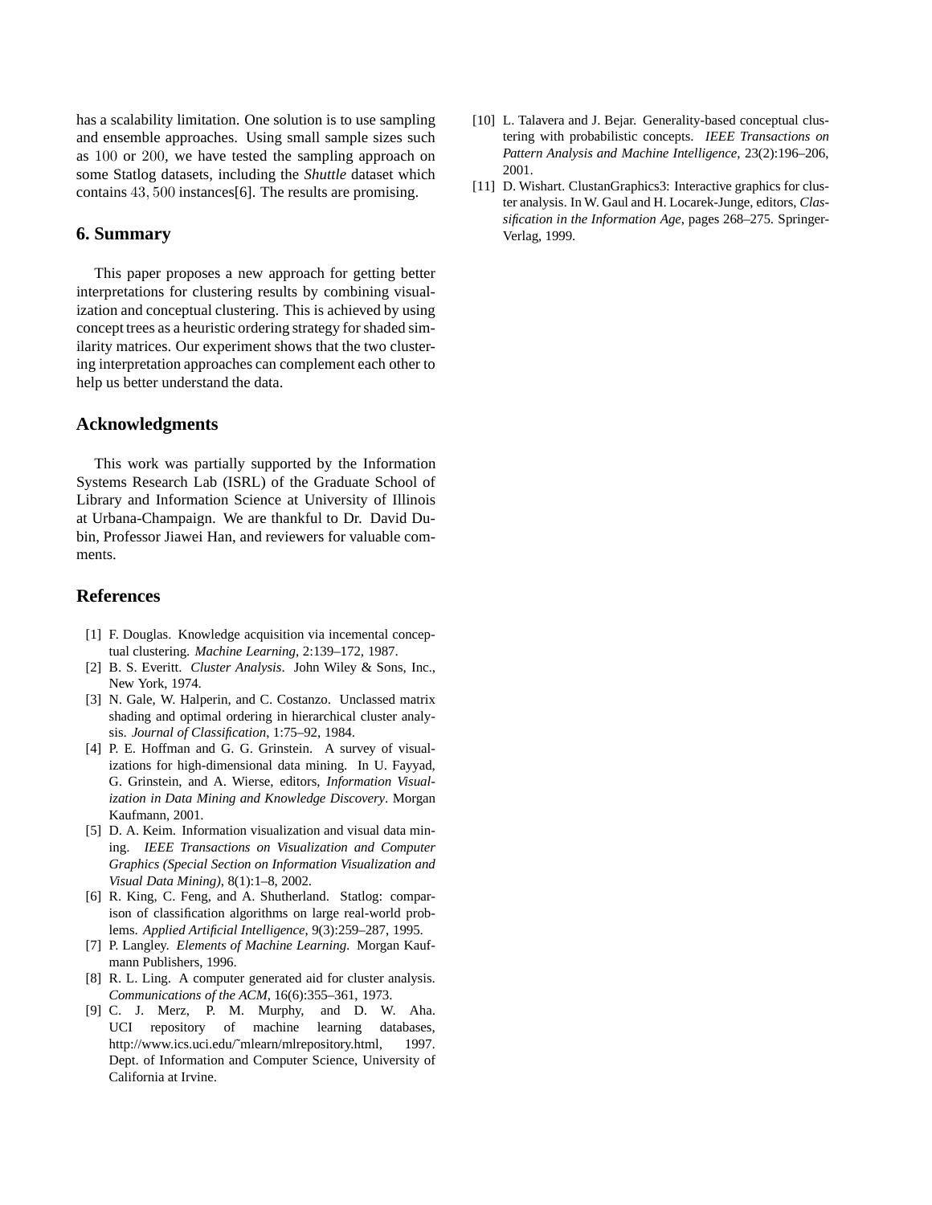has a scalability limitation. One solution is to use sampling and ensemble approaches. Using small sample sizes such as $100$ or $200$, we have tested the sampling approach on some Statlog datasets, including the *Shuttle* dataset which contains $43,500$ instances[6]. The results are promising.

## 6. Summary

This paper proposes a new approach for getting better interpretations for clustering results by combining visualization and conceptual clustering. This is achieved by using concept trees as a heuristic ordering strategy for shaded similarity matrices. Our experiment shows that the two clustering interpretation approaches can complement each other to help us better understand the data.

## Acknowledgments

This work was partially supported by the Information Systems Research Lab (ISRL) of the Graduate School of Library and Information Science at University of Illinois at Urbana-Champaign. We are thankful to Dr. David Dubin, Professor Jiawei Han, and reviewers for valuable comments.

## References

- [1] F. Douglas. Knowledge acquisition via incemental conceptual clustering. *Machine Learning*, 2:139–172, 1987.
- [2] B. S. Everitt. *Cluster Analysis*. John Wiley & Sons, Inc., New York, 1974.
- [3] N. Gale, W. Halperin, and C. Costanzo. Unclassed matrix shading and optimal ordering in hierarchical cluster analysis. *Journal of Classification*, 1:75–92, 1984.
- [4] P. E. Hoffman and G. G. Grinstein. A survey of visualizations for high-dimensional data mining. In U. Fayyad, G. Grinstein, and A. Wierse, editors, *Information Visualization in Data Mining and Knowledge Discovery*. Morgan Kaufmann, 2001.
- [5] D. A. Keim. Information visualization and visual data mining. *IEEE Transactions on Visualization and Computer Graphics (Special Section on Information Visualization and Visual Data Mining)*, 8(1):1–8, 2002.
- [6] R. King, C. Feng, and A. Shutherland. Statlog: comparison of classification algorithms on large real-world problems. *Applied Artificial Intelligence*, 9(3):259–287, 1995.
- [7] P. Langley. *Elements of Machine Learning*. Morgan Kaufmann Publishers, 1996.
- [8] R. L. Ling. A computer generated aid for cluster analysis. *Communications of the ACM*, 16(6):355–361, 1973.
- [9] C. J. Merz, P. M. Murphy, and D. W. Aha. UCI repository of machine learning databases, http://www.ics.uci.edu/~mlearn/mlrepository.html, 1997. Dept. of Information and Computer Science, University of California at Irvine.
- [10] L. Talavera and J. Bejar. Generality-based conceptual clustering with probabilistic concepts. *IEEE Transactions on Pattern Analysis and Machine Intelligence*, 23(2):196–206, 2001.
- [11] D. Wishart. ClustanGraphics3: Interactive graphics for cluster analysis. In W. Gaul and H. Locarek-Junge, editors, *Classification in the Information Age*, pages 268–275. Springer-Verlag, 1999.